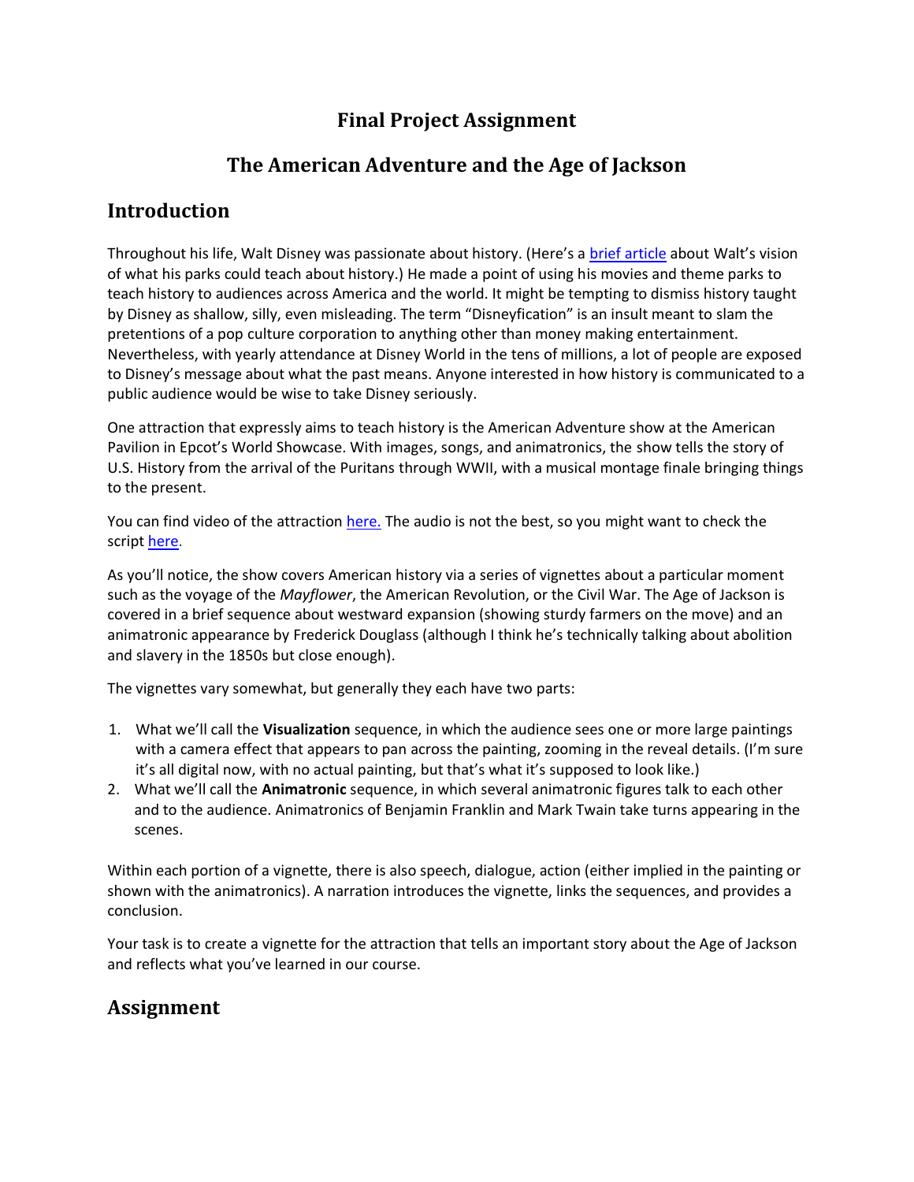# Final Project Assignment

## The American Adventure and the Age of Jackson

## Introduction

Throughout his life, Walt Disney was passionate about history. (Here's a brief article about Walt's vision of what his parks could teach about history.) He made a point of using his movies and theme parks to teach history to audiences across America and the world. It might be tempting to dismiss history taught by Disney as shallow, silly, even misleading. The term "Disneyfication" is an insult meant to slam the pretentions of a pop culture corporation to anything other than money making entertainment. Nevertheless, with yearly attendance at Disney World in the tens of millions, a lot of people are exposed to Disney's message about what the past means. Anyone interested in how history is communicated to a public audience would be wise to take Disney seriously.

One attraction that expressly aims to teach history is the American Adventure show at the American Pavilion in Epcot's World Showcase. With images, songs, and animatronics, the show tells the story of U.S. History from the arrival of the Puritans through WWII, with a musical montage finale bringing things to the present.

You can find video of the attraction here. The audio is not the best, so you might want to check the script here.

As you'll notice, the show covers American history via a series of vignettes about a particular moment such as the voyage of the *Mayflower*, the American Revolution, or the Civil War. The Age of Jackson is covered in a brief sequence about westward expansion (showing sturdy farmers on the move) and an animatronic appearance by Frederick Douglass (although I think he's technically talking about abolition and slavery in the 1850s but close enough).

The vignettes vary somewhat, but generally they each have two parts:

1. What we'll call the **Visualization** sequence, in which the audience sees one or more large paintings with a camera effect that appears to pan across the painting, zooming in the reveal details. (I'm sure it's all digital now, with no actual painting, but that's what it's supposed to look like.)
2. What we'll call the **Animatronic** sequence, in which several animatronic figures talk to each other and to the audience. Animatronics of Benjamin Franklin and Mark Twain take turns appearing in the scenes.

Within each portion of a vignette, there is also speech, dialogue, action (either implied in the painting or shown with the animatronics). A narration introduces the vignette, links the sequences, and provides a conclusion.

Your task is to create a vignette for the attraction that tells an important story about the Age of Jackson and reflects what you've learned in our course.

## Assignment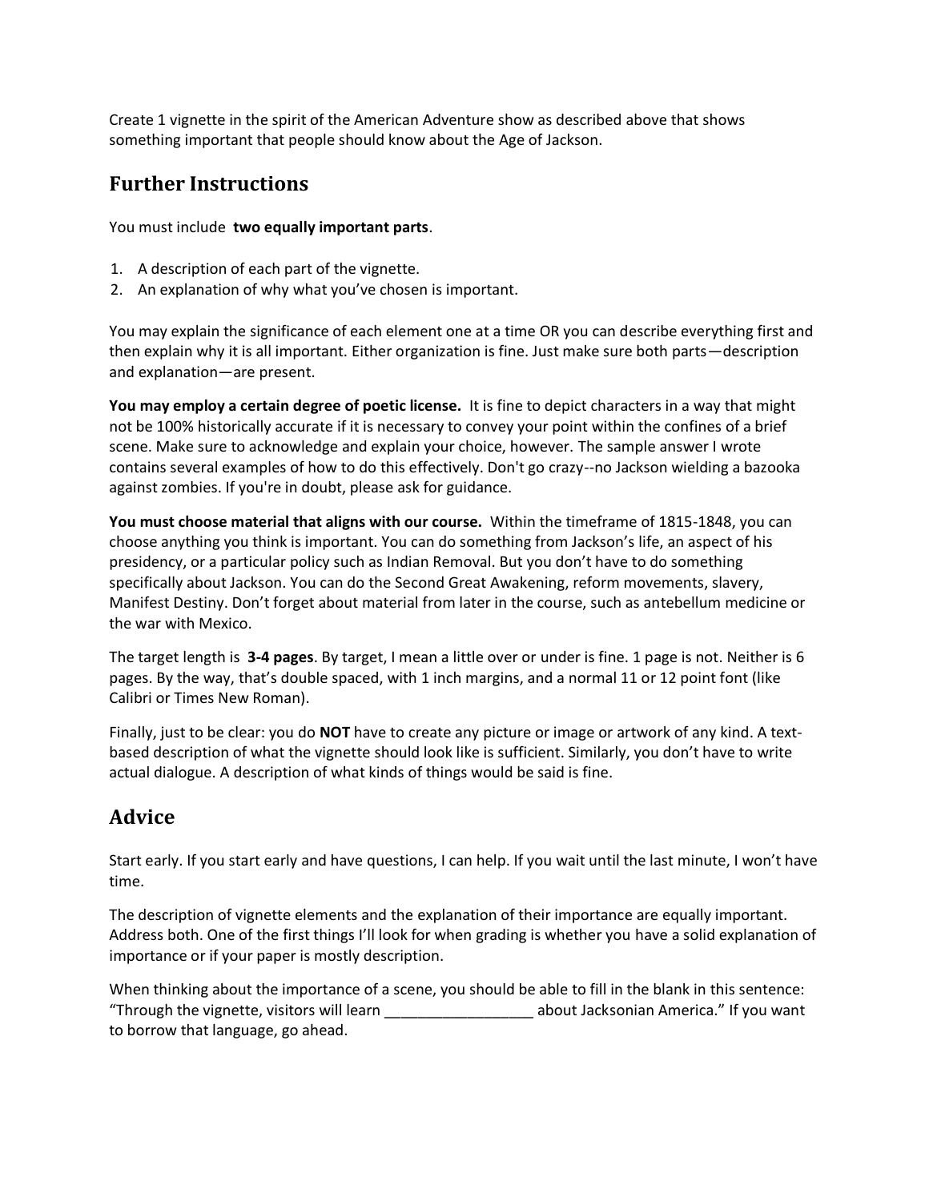Create 1 vignette in the spirit of the American Adventure show as described above that shows something important that people should know about the Age of Jackson.

## Further Instructions

You must include **two equally important parts**.

1. A description of each part of the vignette.
2. An explanation of why what you've chosen is important.

You may explain the significance of each element one at a time OR you can describe everything first and then explain why it is all important. Either organization is fine. Just make sure both parts—description and explanation—are present.

**You may employ a certain degree of poetic license.** It is fine to depict characters in a way that might not be 100% historically accurate if it is necessary to convey your point within the confines of a brief scene. Make sure to acknowledge and explain your choice, however. The sample answer I wrote contains several examples of how to do this effectively. Don't go crazy--no Jackson wielding a bazooka against zombies. If you're in doubt, please ask for guidance.

**You must choose material that aligns with our course.** Within the timeframe of 1815-1848, you can choose anything you think is important. You can do something from Jackson's life, an aspect of his presidency, or a particular policy such as Indian Removal. But you don't have to do something specifically about Jackson. You can do the Second Great Awakening, reform movements, slavery, Manifest Destiny. Don't forget about material from later in the course, such as antebellum medicine or the war with Mexico.

The target length is **3-4 pages**. By target, I mean a little over or under is fine. 1 page is not. Neither is 6 pages. By the way, that's double spaced, with 1 inch margins, and a normal 11 or 12 point font (like Calibri or Times New Roman).

Finally, just to be clear: you do **NOT** have to create any picture or image or artwork of any kind. A text-based description of what the vignette should look like is sufficient. Similarly, you don't have to write actual dialogue. A description of what kinds of things would be said is fine.

## Advice

Start early. If you start early and have questions, I can help. If you wait until the last minute, I won't have time.

The description of vignette elements and the explanation of their importance are equally important. Address both. One of the first things I'll look for when grading is whether you have a solid explanation of importance or if your paper is mostly description.

When thinking about the importance of a scene, you should be able to fill in the blank in this sentence: "Through the vignette, visitors will learn _________________ about Jacksonian America." If you want to borrow that language, go ahead.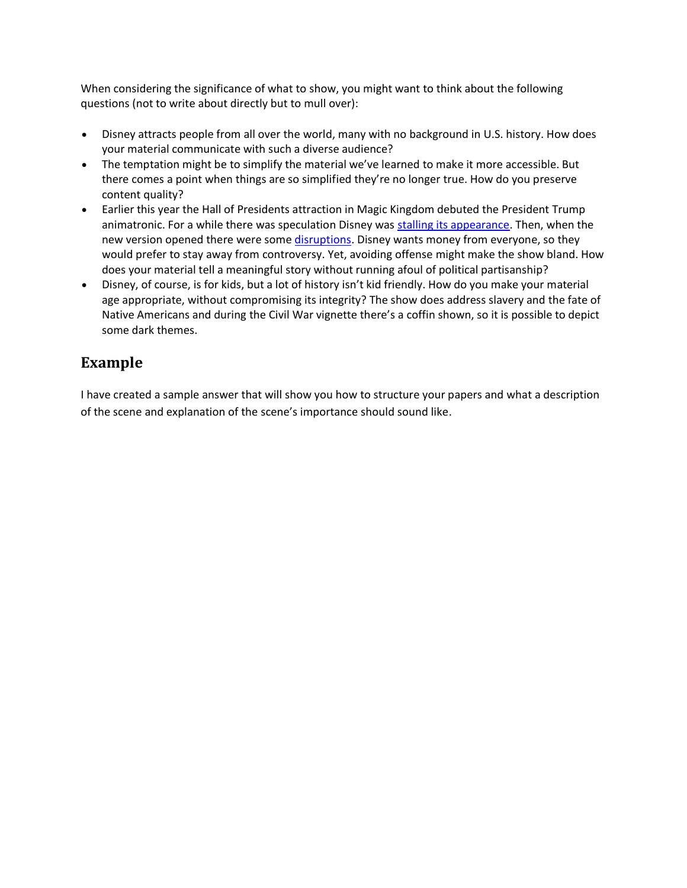When considering the significance of what to show, you might want to think about the following questions (not to write about directly but to mull over):

- Disney attracts people from all over the world, many with no background in U.S. history. How does your material communicate with such a diverse audience?
- The temptation might be to simplify the material we've learned to make it more accessible. But there comes a point when things are so simplified they're no longer true. How do you preserve content quality?
- Earlier this year the Hall of Presidents attraction in Magic Kingdom debuted the President Trump animatronic. For a while there was speculation Disney was stalling its appearance. Then, when the new version opened there were some disruptions. Disney wants money from everyone, so they would prefer to stay away from controversy. Yet, avoiding offense might make the show bland. How does your material tell a meaningful story without running afoul of political partisanship?
- Disney, of course, is for kids, but a lot of history isn't kid friendly. How do you make your material age appropriate, without compromising its integrity? The show does address slavery and the fate of Native Americans and during the Civil War vignette there's a coffin shown, so it is possible to depict some dark themes.

## Example

I have created a sample answer that will show you how to structure your papers and what a description of the scene and explanation of the scene's importance should sound like.